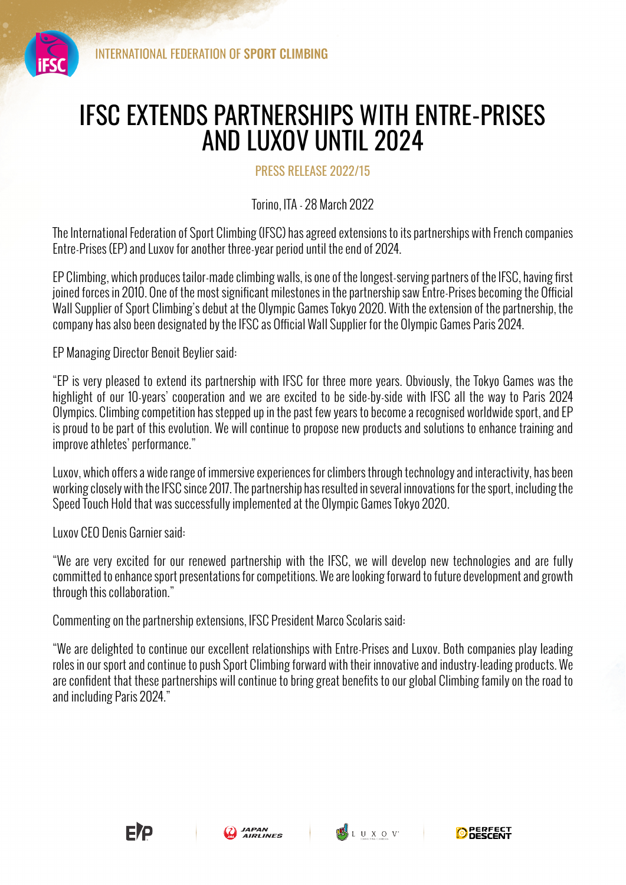INTERNATIONAL FEDERATION OF **SPORT CLIMBING**

# IFSC EXTENDS PARTNERSHIPS WITH ENTRE-PRISES AND LUXOV UNTIL 2024

PRESS RELEASE 2022/15

Torino, ITA - 28 March 2022

The International Federation of Sport Climbing (IFSC) has agreed extensions to its partnerships with French companies Entre-Prises (EP) and Luxov for another three-year period until the end of 2024.

EP Climbing, which produces tailor-made climbing walls, is one of the longest-serving partners of the IFSC, having first joined forces in 2010. One of the most significant milestones in the partnership saw Entre-Prises becoming the Official Wall Supplier of Sport Climbing's debut at the Olympic Games Tokyo 2020. With the extension of the partnership, the company has also been designated by the IFSC as Official Wall Supplier for the Olympic Games Paris 2024.

EP Managing Director Benoit Beylier said:

"EP is very pleased to extend its partnership with IFSC for three more years. Obviously, the Tokyo Games was the highlight of our 10-years' cooperation and we are excited to be side-by-side with IFSC all the way to Paris 2024 Olympics. Climbing competition has stepped up in the past few years to become a recognised worldwide sport, and EP is proud to be part of this evolution. We will continue to propose new products and solutions to enhance training and improve athletes' performance."

Luxov, which offers a wide range of immersive experiences for climbers through technology and interactivity, has been working closely with the IFSC since 2017. The partnership has resulted in several innovations for the sport, including the Speed Touch Hold that was successfully implemented at the Olympic Games Tokyo 2020.

Luxov CEO Denis Garnier said:

"We are very excited for our renewed partnership with the IFSC, we will develop new technologies and are fully committed to enhance sport presentations for competitions. We are looking forward to future development and growth through this collaboration."

Commenting on the partnership extensions, IFSC President Marco Scolaris said:

"We are delighted to continue our excellent relationships with Entre-Prises and Luxov. Both companies play leading roles in our sport and continue to push Sport Climbing forward with their innovative and industry-leading products. We are confident that these partnerships will continue to bring great benefits to our global Climbing family on the road to and including Paris 2024."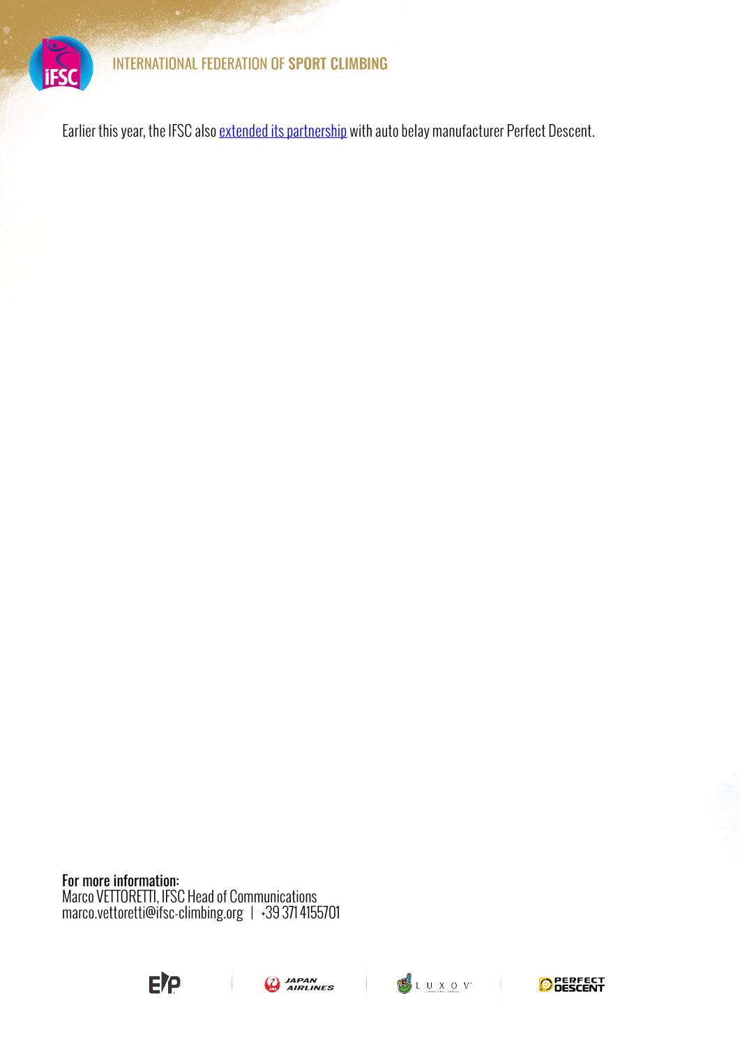Earlier this year, the IFSC also extended its partnership with auto belay manufacturer Perfect Descent.

**For more information:**
Marco VETTORETTI, IFSC Head of Communications
marco.vettoretti@ifsc-climbing.org | +39 371 4155701